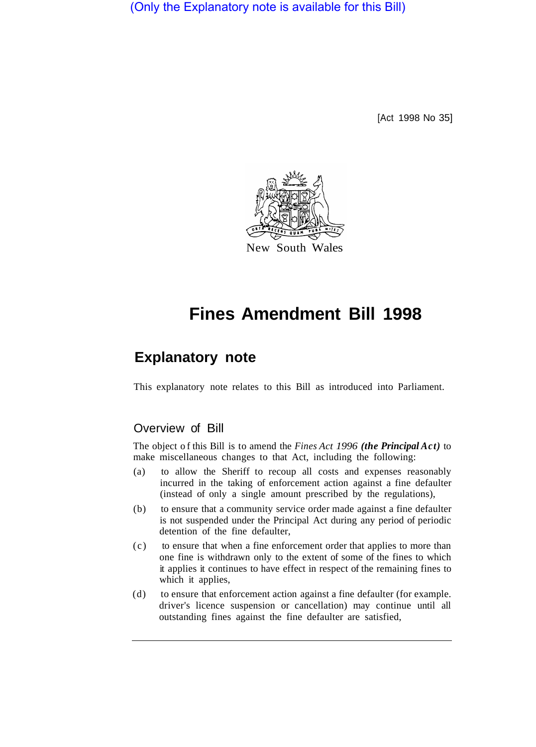(Only the Explanatory note is available for this Bill)

[Act 1998 No 35]

New South Wales

# Fines Amendment Bill 1998

## Explanatory note

This explanatory note relates to this Bill as introduced into Parliament.

### Overview of Bill

The object of this Bill is to amend the *Fines Act 1996* ***(the Principal Act)*** to make miscellaneous changes to that Act, including the following:

(a) to allow the Sheriff to recoup all costs and expenses reasonably incurred in the taking of enforcement action against a fine defaulter (instead of only a single amount prescribed by the regulations),

(b) to ensure that a community service order made against a fine defaulter is not suspended under the Principal Act during any period of periodic detention of the fine defaulter,

(c) to ensure that when a fine enforcement order that applies to more than one fine is withdrawn only to the extent of some of the fines to which it applies it continues to have effect in respect of the remaining fines to which it applies,

(d) to ensure that enforcement action against a fine defaulter (for example. driver's licence suspension or cancellation) may continue until all outstanding fines against the fine defaulter are satisfied,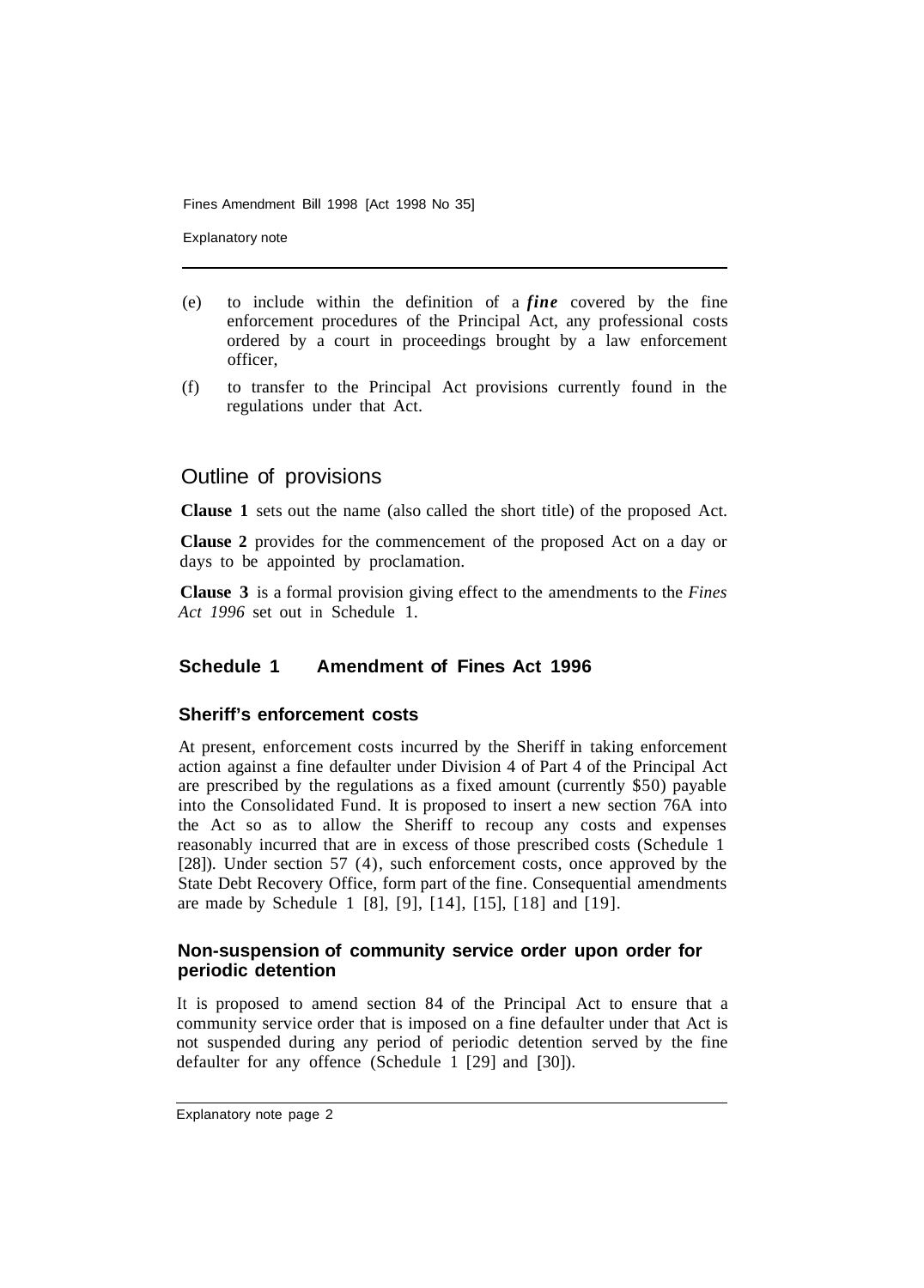(e) to include within the definition of a ***fine*** covered by the fine enforcement procedures of the Principal Act, any professional costs ordered by a court in proceedings brought by a law enforcement officer,

(f) to transfer to the Principal Act provisions currently found in the regulations under that Act.

## Outline of provisions

**Clause 1** sets out the name (also called the short title) of the proposed Act.

**Clause 2** provides for the commencement of the proposed Act on a day or days to be appointed by proclamation.

**Clause 3** is a formal provision giving effect to the amendments to the *Fines Act 1996* set out in Schedule 1.

### Schedule 1 Amendment of Fines Act 1996

#### Sheriff's enforcement costs

At present, enforcement costs incurred by the Sheriff in taking enforcement action against a fine defaulter under Division 4 of Part 4 of the Principal Act are prescribed by the regulations as a fixed amount (currently $50) payable into the Consolidated Fund. It is proposed to insert a new section 76A into the Act so as to allow the Sheriff to recoup any costs and expenses reasonably incurred that are in excess of those prescribed costs (Schedule 1 [28]). Under section 57 (4), such enforcement costs, once approved by the State Debt Recovery Office, form part of the fine. Consequential amendments are made by Schedule 1 [8], [9], [14], [15], [18] and [19].

#### Non-suspension of community service order upon order for periodic detention

It is proposed to amend section 84 of the Principal Act to ensure that a community service order that is imposed on a fine defaulter under that Act is not suspended during any period of periodic detention served by the fine defaulter for any offence (Schedule 1 [29] and [30]).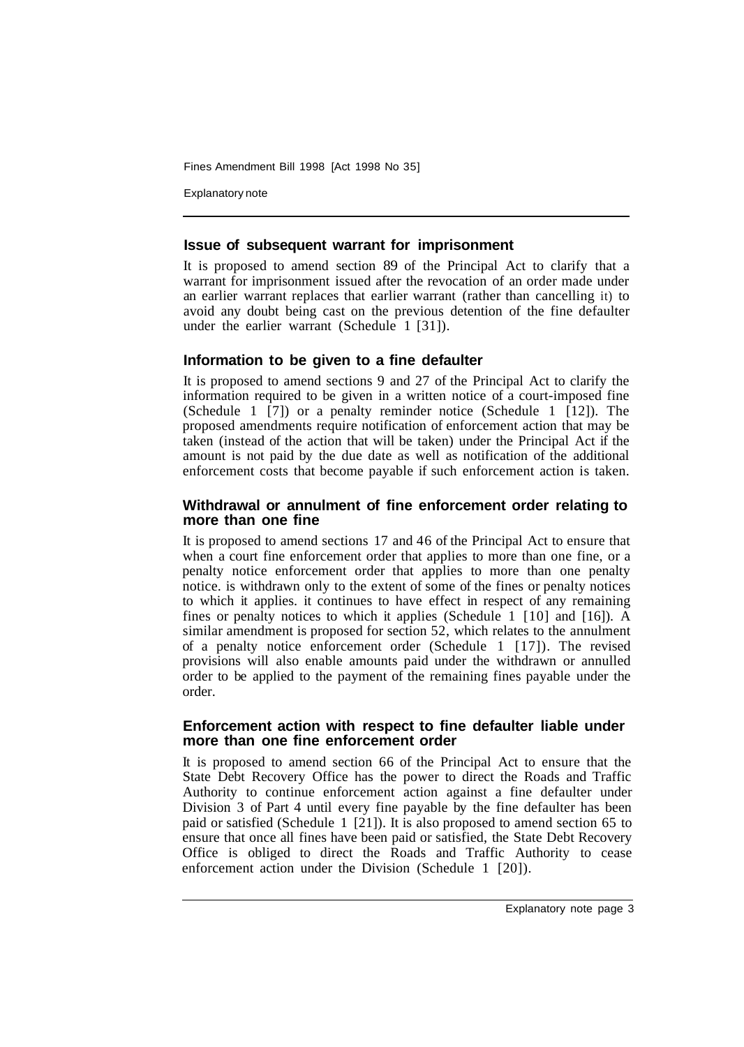### Issue of subsequent warrant for imprisonment

It is proposed to amend section 89 of the Principal Act to clarify that a warrant for imprisonment issued after the revocation of an order made under an earlier warrant replaces that earlier warrant (rather than cancelling it) to avoid any doubt being cast on the previous detention of the fine defaulter under the earlier warrant (Schedule 1 [31]).

### Information to be given to a fine defaulter

It is proposed to amend sections 9 and 27 of the Principal Act to clarify the information required to be given in a written notice of a court-imposed fine (Schedule 1 [7]) or a penalty reminder notice (Schedule 1 [12]). The proposed amendments require notification of enforcement action that may be taken (instead of the action that will be taken) under the Principal Act if the amount is not paid by the due date as well as notification of the additional enforcement costs that become payable if such enforcement action is taken.

### Withdrawal or annulment of fine enforcement order relating to more than one fine

It is proposed to amend sections 17 and 46 of the Principal Act to ensure that when a court fine enforcement order that applies to more than one fine, or a penalty notice enforcement order that applies to more than one penalty notice. is withdrawn only to the extent of some of the fines or penalty notices to which it applies. it continues to have effect in respect of any remaining fines or penalty notices to which it applies (Schedule 1 [10] and [16]). A similar amendment is proposed for section 52, which relates to the annulment of a penalty notice enforcement order (Schedule 1 [17]). The revised provisions will also enable amounts paid under the withdrawn or annulled order to be applied to the payment of the remaining fines payable under the order.

### Enforcement action with respect to fine defaulter liable under more than one fine enforcement order

It is proposed to amend section 66 of the Principal Act to ensure that the State Debt Recovery Office has the power to direct the Roads and Traffic Authority to continue enforcement action against a fine defaulter under Division 3 of Part 4 until every fine payable by the fine defaulter has been paid or satisfied (Schedule 1 [21]). It is also proposed to amend section 65 to ensure that once all fines have been paid or satisfied, the State Debt Recovery Office is obliged to direct the Roads and Traffic Authority to cease enforcement action under the Division (Schedule 1 [20]).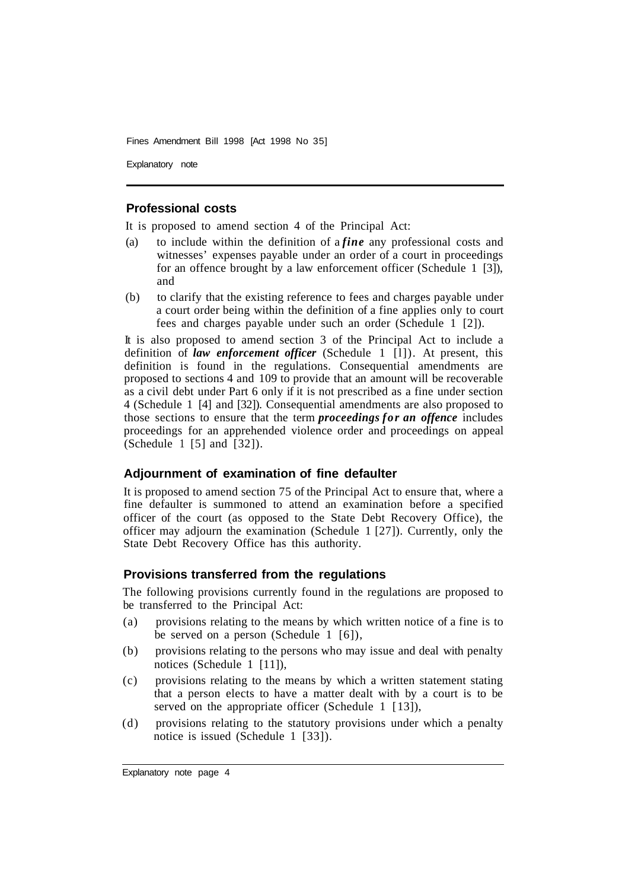## Professional costs

It is proposed to amend section 4 of the Principal Act:

(a) to include within the definition of a ***fine*** any professional costs and witnesses' expenses payable under an order of a court in proceedings for an offence brought by a law enforcement officer (Schedule 1 [3]), and

(b) to clarify that the existing reference to fees and charges payable under a court order being within the definition of a fine applies only to court fees and charges payable under such an order (Schedule 1 [2]).

It is also proposed to amend section 3 of the Principal Act to include a definition of ***law enforcement officer*** (Schedule 1 [1]). At present, this definition is found in the regulations. Consequential amendments are proposed to sections 4 and 109 to provide that an amount will be recoverable as a civil debt under Part 6 only if it is not prescribed as a fine under section 4 (Schedule 1 [4] and [32]). Consequential amendments are also proposed to those sections to ensure that the term ***proceedings for an offence*** includes proceedings for an apprehended violence order and proceedings on appeal (Schedule 1 [5] and [32]).

## Adjournment of examination of fine defaulter

It is proposed to amend section 75 of the Principal Act to ensure that, where a fine defaulter is summoned to attend an examination before a specified officer of the court (as opposed to the State Debt Recovery Office), the officer may adjourn the examination (Schedule 1 [27]). Currently, only the State Debt Recovery Office has this authority.

## Provisions transferred from the regulations

The following provisions currently found in the regulations are proposed to be transferred to the Principal Act:

(a) provisions relating to the means by which written notice of a fine is to be served on a person (Schedule 1 [6]),

(b) provisions relating to the persons who may issue and deal with penalty notices (Schedule 1 [11]),

(c) provisions relating to the means by which a written statement stating that a person elects to have a matter dealt with by a court is to be served on the appropriate officer (Schedule 1 [13]),

(d) provisions relating to the statutory provisions under which a penalty notice is issued (Schedule 1 [33]).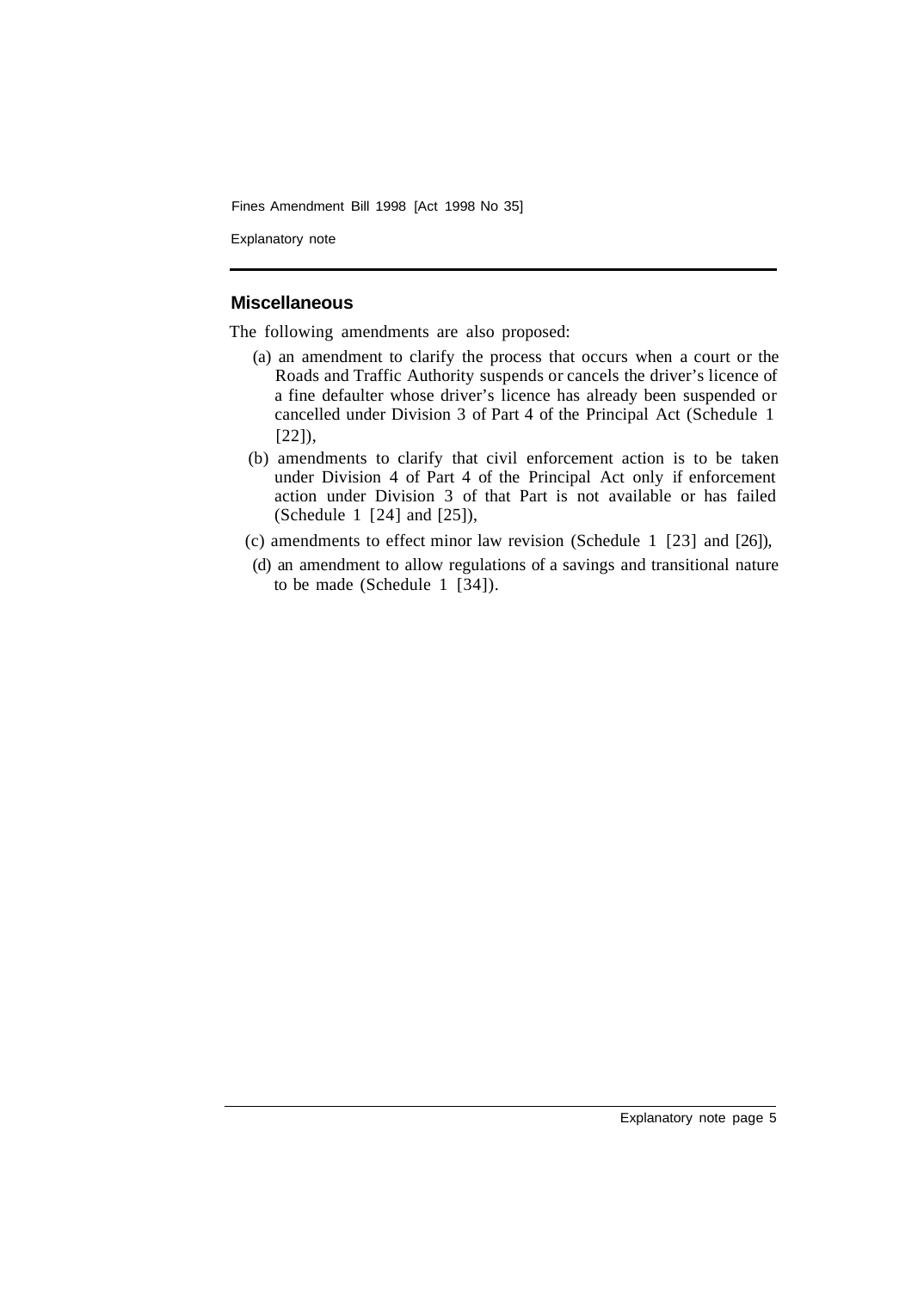## Miscellaneous

The following amendments are also proposed:

(a) an amendment to clarify the process that occurs when a court or the Roads and Traffic Authority suspends or cancels the driver's licence of a fine defaulter whose driver's licence has already been suspended or cancelled under Division 3 of Part 4 of the Principal Act (Schedule 1 [22]),

(b) amendments to clarify that civil enforcement action is to be taken under Division 4 of Part 4 of the Principal Act only if enforcement action under Division 3 of that Part is not available or has failed (Schedule 1 [24] and [25]),

(c) amendments to effect minor law revision (Schedule 1 [23] and [26]),

(d) an amendment to allow regulations of a savings and transitional nature to be made (Schedule 1 [34]).